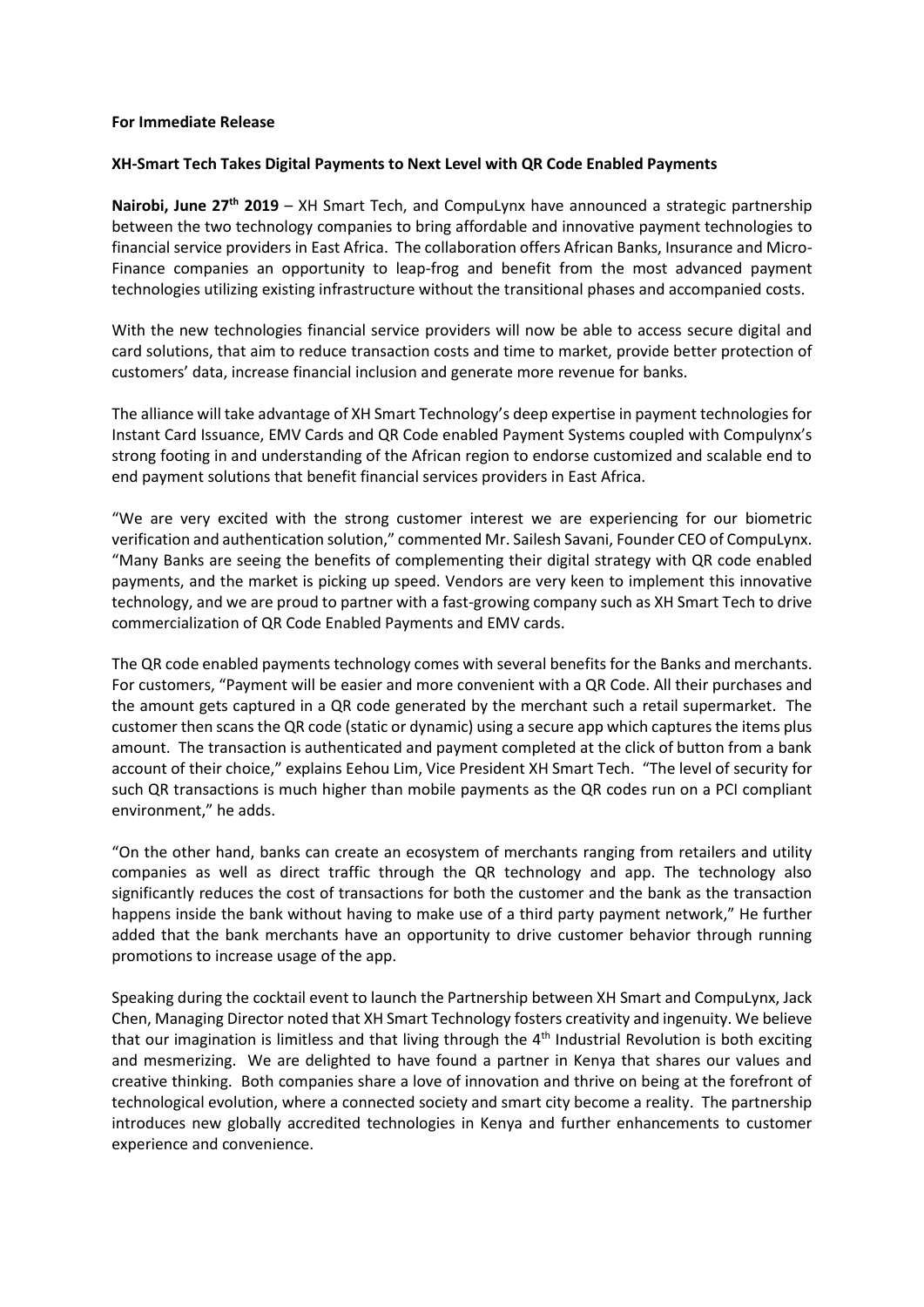**For Immediate Release**

**XH-Smart Tech Takes Digital Payments to Next Level with QR Code Enabled Payments**

**Nairobi, June 27th 2019** – XH Smart Tech, and CompuLynx have announced a strategic partnership between the two technology companies to bring affordable and innovative payment technologies to financial service providers in East Africa. The collaboration offers African Banks, Insurance and Micro-Finance companies an opportunity to leap-frog and benefit from the most advanced payment technologies utilizing existing infrastructure without the transitional phases and accompanied costs.

With the new technologies financial service providers will now be able to access secure digital and card solutions, that aim to reduce transaction costs and time to market, provide better protection of customers' data, increase financial inclusion and generate more revenue for banks.

The alliance will take advantage of XH Smart Technology's deep expertise in payment technologies for Instant Card Issuance, EMV Cards and QR Code enabled Payment Systems coupled with Compulynx's strong footing in and understanding of the African region to endorse customized and scalable end to end payment solutions that benefit financial services providers in East Africa.

"We are very excited with the strong customer interest we are experiencing for our biometric verification and authentication solution," commented Mr. Sailesh Savani, Founder CEO of CompuLynx. "Many Banks are seeing the benefits of complementing their digital strategy with QR code enabled payments, and the market is picking up speed. Vendors are very keen to implement this innovative technology, and we are proud to partner with a fast-growing company such as XH Smart Tech to drive commercialization of QR Code Enabled Payments and EMV cards.

The QR code enabled payments technology comes with several benefits for the Banks and merchants. For customers, "Payment will be easier and more convenient with a QR Code. All their purchases and the amount gets captured in a QR code generated by the merchant such a retail supermarket. The customer then scans the QR code (static or dynamic) using a secure app which captures the items plus amount. The transaction is authenticated and payment completed at the click of button from a bank account of their choice," explains Eehou Lim, Vice President XH Smart Tech. "The level of security for such QR transactions is much higher than mobile payments as the QR codes run on a PCI compliant environment," he adds.

"On the other hand, banks can create an ecosystem of merchants ranging from retailers and utility companies as well as direct traffic through the QR technology and app. The technology also significantly reduces the cost of transactions for both the customer and the bank as the transaction happens inside the bank without having to make use of a third party payment network," He further added that the bank merchants have an opportunity to drive customer behavior through running promotions to increase usage of the app.

Speaking during the cocktail event to launch the Partnership between XH Smart and CompuLynx, Jack Chen, Managing Director noted that XH Smart Technology fosters creativity and ingenuity. We believe that our imagination is limitless and that living through the 4th Industrial Revolution is both exciting and mesmerizing. We are delighted to have found a partner in Kenya that shares our values and creative thinking. Both companies share a love of innovation and thrive on being at the forefront of technological evolution, where a connected society and smart city become a reality. The partnership introduces new globally accredited technologies in Kenya and further enhancements to customer experience and convenience.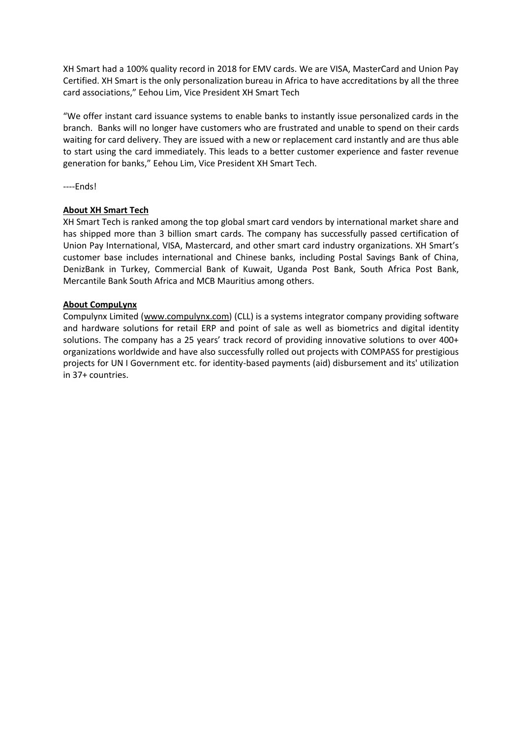XH Smart had a 100% quality record in 2018 for EMV cards. We are VISA, MasterCard and Union Pay Certified. XH Smart is the only personalization bureau in Africa to have accreditations by all the three card associations," Eehou Lim, Vice President XH Smart Tech

"We offer instant card issuance systems to enable banks to instantly issue personalized cards in the branch.  Banks will no longer have customers who are frustrated and unable to spend on their cards waiting for card delivery. They are issued with a new or replacement card instantly and are thus able to start using the card immediately. This leads to a better customer experience and faster revenue generation for banks," Eehou Lim, Vice President XH Smart Tech.

----Ends!

**About XH Smart Tech**

XH Smart Tech is ranked among the top global smart card vendors by international market share and has shipped more than 3 billion smart cards. The company has successfully passed certification of Union Pay International, VISA, Mastercard, and other smart card industry organizations. XH Smart's customer base includes international and Chinese banks, including Postal Savings Bank of China, DenizBank in Turkey, Commercial Bank of Kuwait, Uganda Post Bank, South Africa Post Bank, Mercantile Bank South Africa and MCB Mauritius among others.

**About CompuLynx**

Compulynx Limited (www.compulynx.com) (CLL) is a systems integrator company providing software and hardware solutions for retail ERP and point of sale as well as biometrics and digital identity solutions. The company has a 25 years' track record of providing innovative solutions to over 400+ organizations worldwide and have also successfully rolled out projects with COMPASS for prestigious projects for UN I Government etc. for identity-based payments (aid) disbursement and its' utilization in 37+ countries.